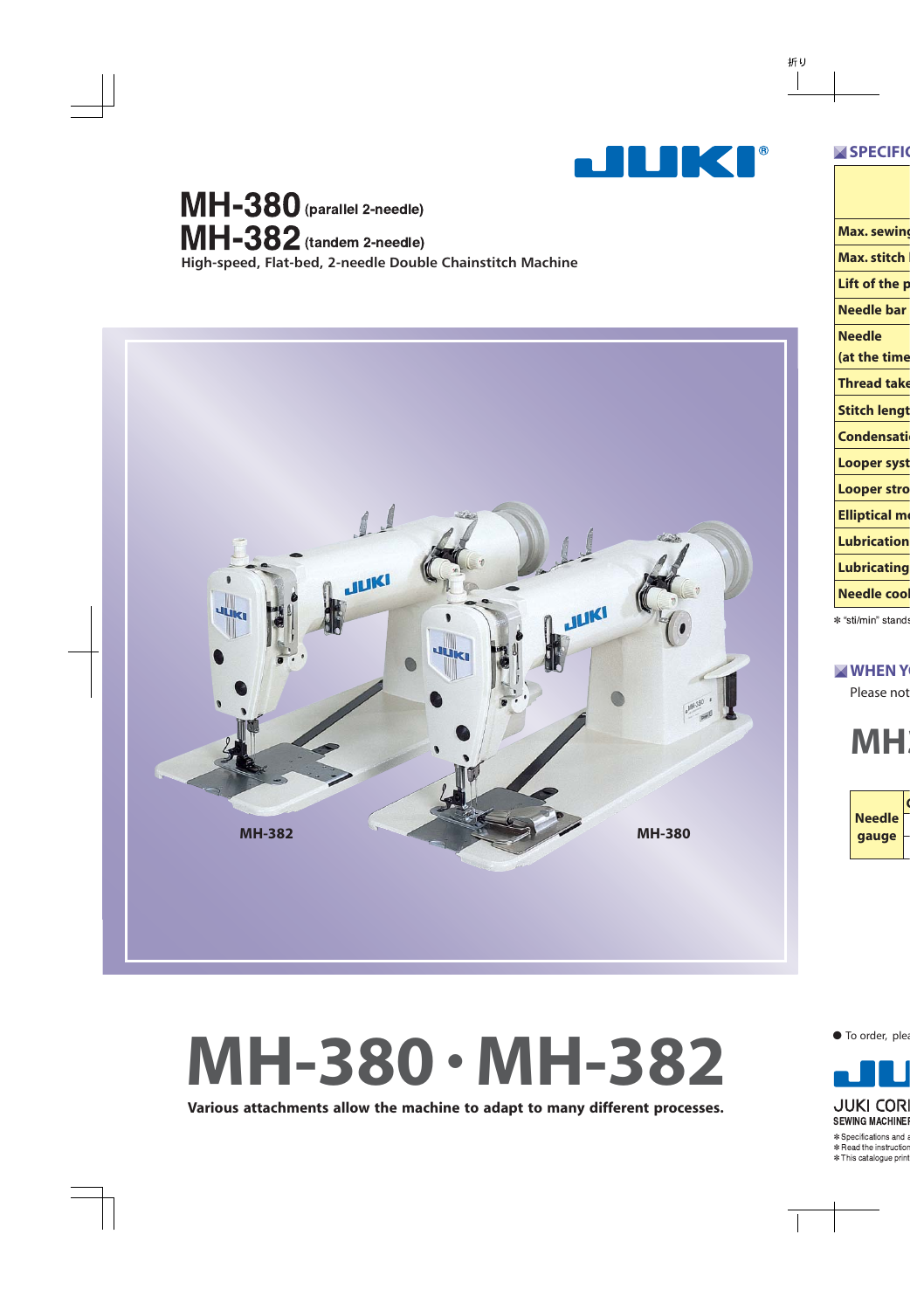# MH-380 (parallel 2-needle)
# MH-382 (tandem 2-needle)

High-speed, Flat-bed, 2-needle Double Chainstitch Machine

MH-382

MH-380

# MH-380・MH-382

**Various attachments allow the machine to adapt to many different processes.**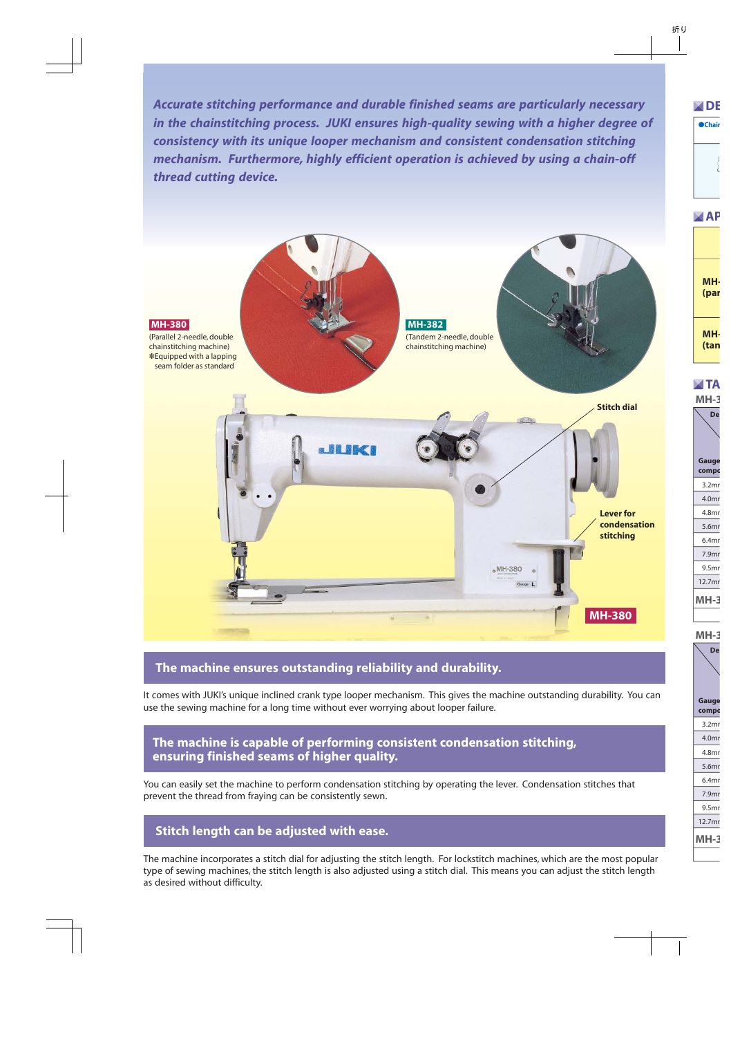*Accurate stitching performance and durable finished seams are particularly necessary in the chainstitching process. JUKI ensures high-quality sewing with a higher degree of consistency with its unique looper mechanism and consistent condensation stitching mechanism. Furthermore, highly efficient operation is achieved by using a chain-off thread cutting device.*

**MH-380**
(Parallel 2-needle, double chainstitching machine)
✻Equipped with a lapping seam folder as standard

**MH-382**
(Tandem 2-needle, double chainstitching machine)

**Stitch dial**

**Lever for condensation stitching**

**MH-380**

## The machine ensures outstanding reliability and durability.

It comes with JUKI's unique inclined crank type looper mechanism. This gives the machine outstanding durability. You can use the sewing machine for a long time without ever worrying about looper failure.

## The machine is capable of performing consistent condensation stitching, ensuring finished seams of higher quality.

You can easily set the machine to perform condensation stitching by operating the lever. Condensation stitches that prevent the thread from fraying can be consistently sewn.

## Stitch length can be adjusted with ease.

The machine incorporates a stitch dial for adjusting the stitch length. For lockstitch machines, which are the most popular type of sewing machines, the stitch length is also adjusted using a stitch dial. This means you can adjust the stitch length as desired without difficulty.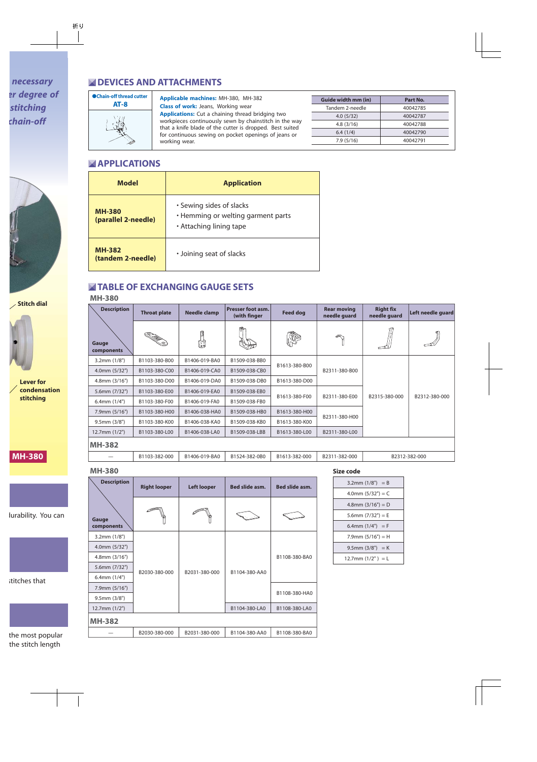## DEVICES AND ATTACHMENTS

**●Chain-off thread cutter**
**AT-8**

**Applicable machines:** MH-380, MH-382
**Class of work:** Jeans, Working wear
**Applications:** Cut a chaining thread bridging two workpieces continuously sewn by chainstitch in the way that a knife blade of the cutter is dropped. Best suited for continuous sewing on pocket openings of jeans or working wear.

| Guide width mm (in) | Part No. |
|---|---|
| Tandem 2-needle | 40042785 |
| 4.0 (5/32) | 40042787 |
| 4.8 (3/16) | 40042788 |
| 6.4 (1/4) | 40042790 |
| 7.9 (5/16) | 40042791 |

## APPLICATIONS

| Model | Application |
|---|---|
| **MH-380 (parallel 2-needle)** | • Sewing sides of slacks<br>• Hemming or welting garment parts<br>• Attaching lining tape |
| **MH-382 (tandem 2-needle)** | • Joining seat of slacks |

## TABLE OF EXCHANGING GAUGE SETS

**MH-380**

| Gauge components \ Description | Throat plate | Needle clamp | Presser foot asm. (with finger) | Feed dog | Rear moving needle guard | Right fix needle guard | Left needle guard |
|---|---|---|---|---|---|---|---|
| 3.2mm (1/8") | B1103-380-B00 | B1406-019-BA0 | B1509-038-BB0 | B1613-380-B00 | B2311-380-B00 | B2315-380-000 | B2312-380-000 |
| 4.0mm (5/32") | B1103-380-C00 | B1406-019-CA0 | B1509-038-CB0 | B1613-380-B00 | B2311-380-B00 | B2315-380-000 | B2312-380-000 |
| 4.8mm (3/16") | B1103-380-D00 | B1406-019-DA0 | B1509-038-DB0 | B1613-380-D00 | B2311-380-B00 | B2315-380-000 | B2312-380-000 |
| 5.6mm (7/32") | B1103-380-E00 | B1406-019-EA0 | B1509-038-EB0 | B1613-380-F00 | B2311-380-E00 | B2315-380-000 | B2312-380-000 |
| 6.4mm (1/4") | B1103-380-F00 | B1406-019-FA0 | B1509-038-FB0 | B1613-380-F00 | B2311-380-E00 | B2315-380-000 | B2312-380-000 |
| 7.9mm (5/16") | B1103-380-H00 | B1406-038-HA0 | B1509-038-HB0 | B1613-380-H00 | B2311-380-H00 | B2315-380-000 | B2312-380-000 |
| 9.5mm (3/8") | B1103-380-K00 | B1406-038-KA0 | B1509-038-KB0 | B1613-380-K00 | B2311-380-H00 | B2315-380-000 | B2312-380-000 |
| 12.7mm (1/2") | B1103-380-L00 | B1406-038-LA0 | B1509-038-LBB | B1613-380-L00 | B2311-380-L00 | B2315-380-000 | B2312-380-000 |
| **MH-382** | | | | | | | |
| — | B1103-382-000 | B1406-019-BA0 | B1524-382-0B0 | B1613-382-000 | B2311-382-000 | B2312-382-000 | B2312-382-000 |

**MH-380**

| Gauge components \ Description | Right looper | Left looper | Bed slide asm. | Bed slide asm. |
|---|---|---|---|---|
| 3.2mm (1/8") | B2030-380-000 | B2031-380-000 | B1104-380-AA0 | B1108-380-BA0 |
| 4.0mm (5/32") | B2030-380-000 | B2031-380-000 | B1104-380-AA0 | B1108-380-BA0 |
| 4.8mm (3/16") | B2030-380-000 | B2031-380-000 | B1104-380-AA0 | B1108-380-BA0 |
| 5.6mm (7/32") | B2030-380-000 | B2031-380-000 | B1104-380-AA0 | B1108-380-BA0 |
| 6.4mm (1/4") | B2030-380-000 | B2031-380-000 | B1104-380-AA0 | B1108-380-BA0 |
| 7.9mm (5/16") | B2030-380-000 | B2031-380-000 | B1104-380-AA0 | B1108-380-HA0 |
| 9.5mm (3/8") | B2030-380-000 | B2031-380-000 | B1104-380-AA0 | B1108-380-HA0 |
| 12.7mm (1/2") | B2030-380-000 | B2031-380-000 | B1104-380-LA0 | B1108-380-LA0 |
| **MH-382** | | | | |
| — | B2030-380-000 | B2031-380-000 | B1104-380-AA0 | B1108-380-BA0 |

**Size code**

| |
|---|
| 3.2mm (1/8") = B |
| 4.0mm (5/32") = C |
| 4.8mm (3/16") = D |
| 5.6mm (7/32") = E |
| 6.4mm (1/4") = F |
| 7.9mm (5/16") = H |
| 9.5mm (3/8") = K |
| 12.7mm (1/2") = L |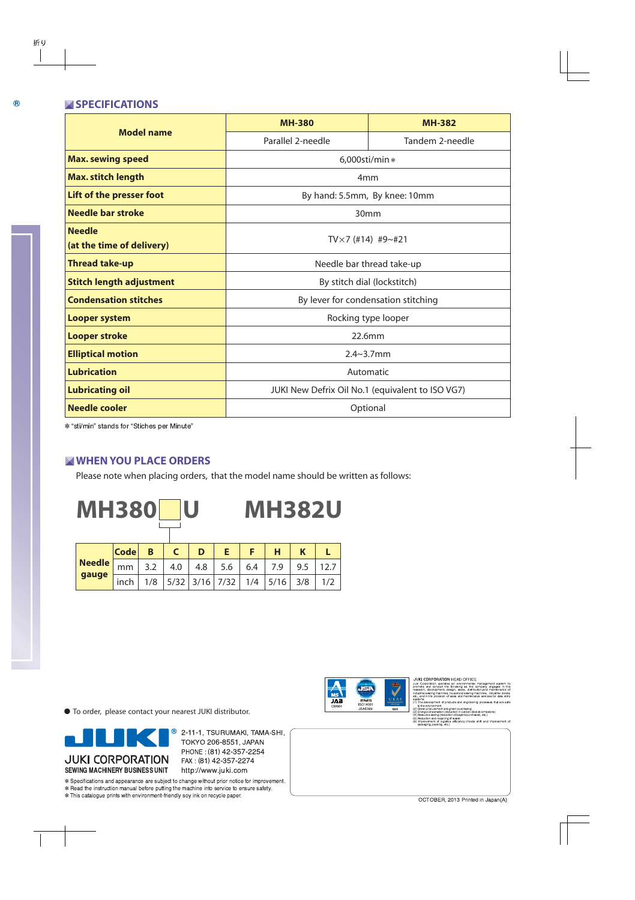## SPECIFICATIONS

| Model name | MH-380 | MH-382 |
|---|---|---|
| | Parallel 2-needle | Tandem 2-needle |
| **Max. sewing speed** | 6,000sti/min* | |
| **Max. stitch length** | 4mm | |
| **Lift of the presser foot** | By hand: 5.5mm, By knee: 10mm | |
| **Needle bar stroke** | 30mm | |
| **Needle (at the time of delivery)** | TV×7 (#14) #9~#21 | |
| **Thread take-up** | Needle bar thread take-up | |
| **Stitch length adjustment** | By stitch dial (lockstitch) | |
| **Condensation stitches** | By lever for condensation stitching | |
| **Looper system** | Rocking type looper | |
| **Looper stroke** | 22.6mm | |
| **Elliptical motion** | 2.4~3.7mm | |
| **Lubrication** | Automatic | |
| **Lubricating oil** | JUKI New Defrix Oil No.1 (equivalent to ISO VG7) | |
| **Needle cooler** | Optional | |

* "sti/min" stands for "Stiches per Minute"

## WHEN YOU PLACE ORDERS

Please note when placing orders, that the model name should be written as follows:

**MH380☐U** **MH382U**

| Needle gauge | Code | B | C | D | E | F | H | K | L |
|---|---|---|---|---|---|---|---|---|---|
| | mm | 3.2 | 4.0 | 4.8 | 5.6 | 6.4 | 7.9 | 9.5 | 12.7 |
| | inch | 1/8 | 5/32 | 3/16 | 7/32 | 1/4 | 5/16 | 3/8 | 1/2 |

● To order, please contact your nearest JUKI distributor.

JUKI CORPORATION
SEWING MACHINERY BUSINESS UNIT

2-11-1, TSURUMAKI, TAMA-SHI, TOKYO 206-8551, JAPAN
PHONE : (81) 42-357-2254
FAX : (81) 42-357-2274
http://www.juki.com

* Specifications and appearance are subject to change without prior notice for improvement.
* Read the instruction manual before putting the machine into service to ensure safety.
* This catalogue prints with environment-friendly soy ink on recycle paper.

OCTOBER, 2013 Printed in Japan(A)